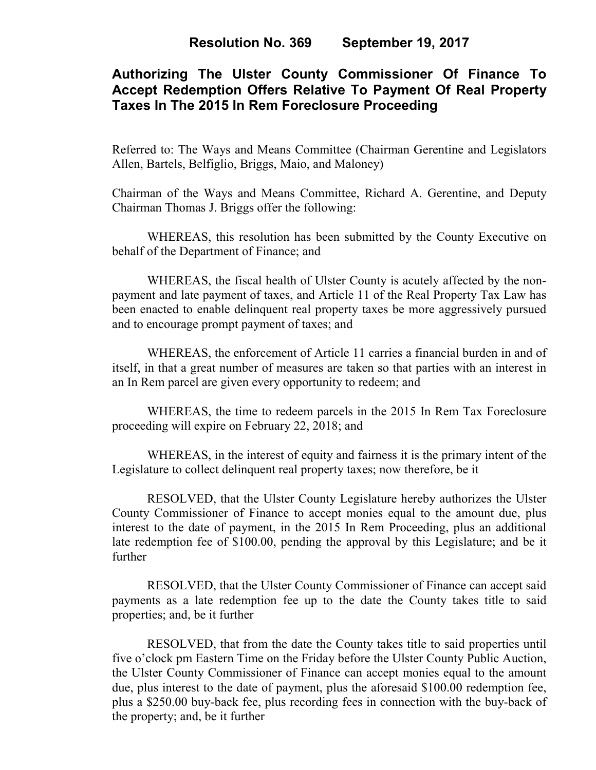# Resolution No. 369 September 19, 2017

## Authorizing The Ulster County Commissioner Of Finance To Accept Redemption Offers Relative To Payment Of Real Property Taxes In The 2015 In Rem Foreclosure Proceeding

Referred to: The Ways and Means Committee (Chairman Gerentine and Legislators Allen, Bartels, Belfiglio, Briggs, Maio, and Maloney)

Chairman of the Ways and Means Committee, Richard A. Gerentine, and Deputy Chairman Thomas J. Briggs offer the following:

WHEREAS, this resolution has been submitted by the County Executive on behalf of the Department of Finance; and

WHEREAS, the fiscal health of Ulster County is acutely affected by the non-payment and late payment of taxes, and Article 11 of the Real Property Tax Law has been enacted to enable delinquent real property taxes be more aggressively pursued and to encourage prompt payment of taxes; and

WHEREAS, the enforcement of Article 11 carries a financial burden in and of itself, in that a great number of measures are taken so that parties with an interest in an In Rem parcel are given every opportunity to redeem; and

WHEREAS, the time to redeem parcels in the 2015 In Rem Tax Foreclosure proceeding will expire on February 22, 2018; and

WHEREAS, in the interest of equity and fairness it is the primary intent of the Legislature to collect delinquent real property taxes; now therefore, be it

RESOLVED, that the Ulster County Legislature hereby authorizes the Ulster County Commissioner of Finance to accept monies equal to the amount due, plus interest to the date of payment, in the 2015 In Rem Proceeding, plus an additional late redemption fee of $100.00, pending the approval by this Legislature; and be it further

RESOLVED, that the Ulster County Commissioner of Finance can accept said payments as a late redemption fee up to the date the County takes title to said properties; and, be it further

RESOLVED, that from the date the County takes title to said properties until five o'clock pm Eastern Time on the Friday before the Ulster County Public Auction, the Ulster County Commissioner of Finance can accept monies equal to the amount due, plus interest to the date of payment, plus the aforesaid $100.00 redemption fee, plus a $250.00 buy-back fee, plus recording fees in connection with the buy-back of the property; and, be it further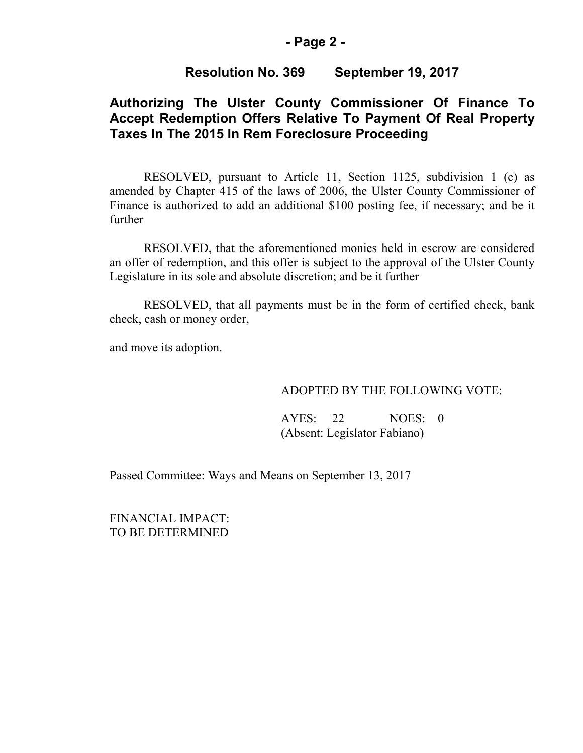## Resolution No. 369 September 19, 2017

## Authorizing The Ulster County Commissioner Of Finance To Accept Redemption Offers Relative To Payment Of Real Property Taxes In The 2015 In Rem Foreclosure Proceeding

RESOLVED, pursuant to Article 11, Section 1125, subdivision 1 (c) as amended by Chapter 415 of the laws of 2006, the Ulster County Commissioner of Finance is authorized to add an additional $100 posting fee, if necessary; and be it further

RESOLVED, that the aforementioned monies held in escrow are considered an offer of redemption, and this offer is subject to the approval of the Ulster County Legislature in its sole and absolute discretion; and be it further

RESOLVED, that all payments must be in the form of certified check, bank check, cash or money order,

and move its adoption.

ADOPTED BY THE FOLLOWING VOTE:

AYES: 22 NOES: 0
(Absent: Legislator Fabiano)

Passed Committee: Ways and Means on September 13, 2017

FINANCIAL IMPACT:
TO BE DETERMINED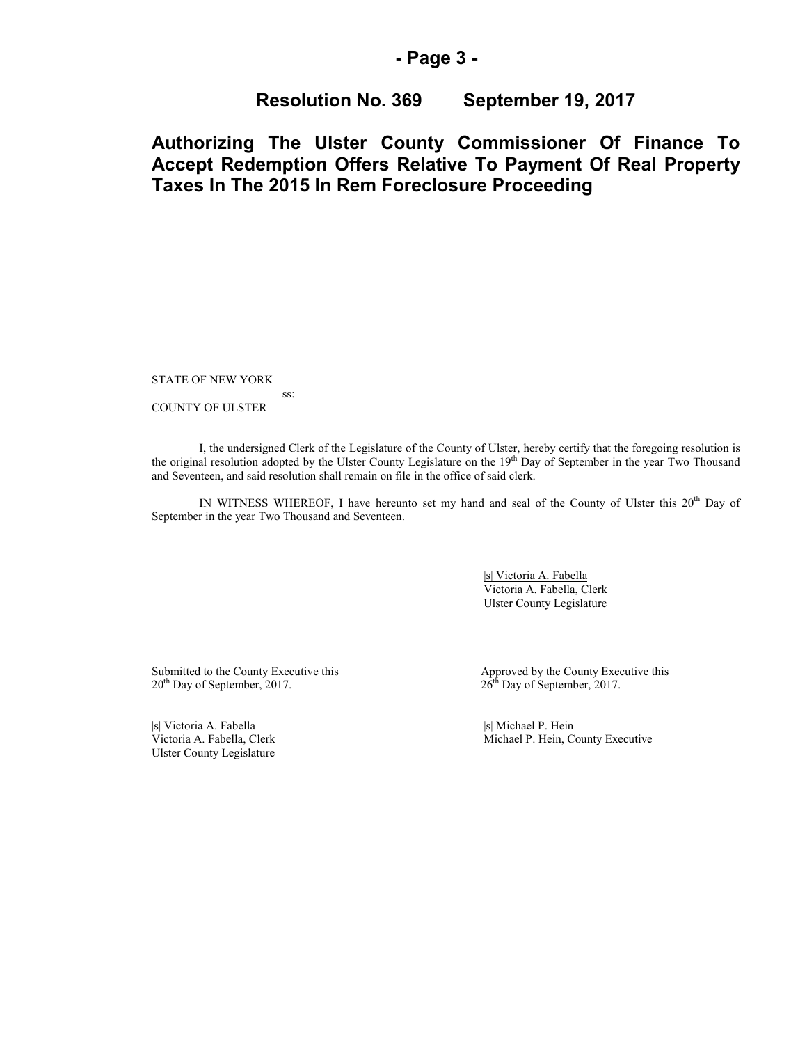## Resolution No. 369 September 19, 2017

## Authorizing The Ulster County Commissioner Of Finance To Accept Redemption Offers Relative To Payment Of Real Property Taxes In The 2015 In Rem Foreclosure Proceeding

STATE OF NEW YORK
ss:
COUNTY OF ULSTER

I, the undersigned Clerk of the Legislature of the County of Ulster, hereby certify that the foregoing resolution is the original resolution adopted by the Ulster County Legislature on the 19th Day of September in the year Two Thousand and Seventeen, and said resolution shall remain on file in the office of said clerk.

IN WITNESS WHEREOF, I have hereunto set my hand and seal of the County of Ulster this 20th Day of September in the year Two Thousand and Seventeen.

|s| Victoria A. Fabella
Victoria A. Fabella, Clerk
Ulster County Legislature

Submitted to the County Executive this
20th Day of September, 2017.

|s| Victoria A. Fabella
Victoria A. Fabella, Clerk
Ulster County Legislature

Approved by the County Executive this
26th Day of September, 2017.

|s| Michael P. Hein
Michael P. Hein, County Executive